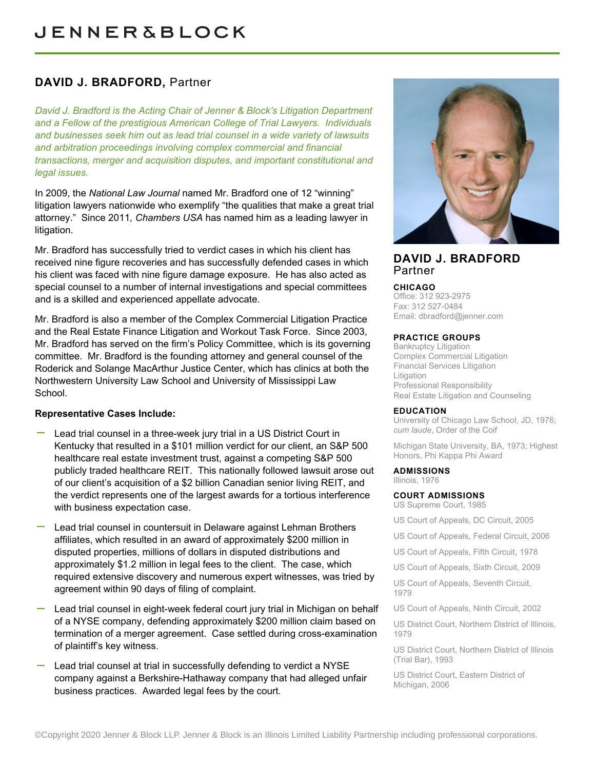JENNER&BLOCK

# DAVID J. BRADFORD, Partner

*David J. Bradford is the Acting Chair of Jenner & Block's Litigation Department and a Fellow of the prestigious American College of Trial Lawyers. Individuals and businesses seek him out as lead trial counsel in a wide variety of lawsuits and arbitration proceedings involving complex commercial and financial transactions, merger and acquisition disputes, and important constitutional and legal issues.*

In 2009, the *National Law Journal* named Mr. Bradford one of 12 "winning" litigation lawyers nationwide who exemplify "the qualities that make a great trial attorney." Since 2011, *Chambers USA* has named him as a leading lawyer in litigation.

Mr. Bradford has successfully tried to verdict cases in which his client has received nine figure recoveries and has successfully defended cases in which his client was faced with nine figure damage exposure. He has also acted as special counsel to a number of internal investigations and special committees and is a skilled and experienced appellate advocate.

Mr. Bradford is also a member of the Complex Commercial Litigation Practice and the Real Estate Finance Litigation and Workout Task Force. Since 2003, Mr. Bradford has served on the firm's Policy Committee, which is its governing committee. Mr. Bradford is the founding attorney and general counsel of the Roderick and Solange MacArthur Justice Center, which has clinics at both the Northwestern University Law School and University of Mississippi Law School.

**Representative Cases Include:**

- Lead trial counsel in a three-week jury trial in a US District Court in Kentucky that resulted in a $101 million verdict for our client, an S&P 500 healthcare real estate investment trust, against a competing S&P 500 publicly traded healthcare REIT. This nationally followed lawsuit arose out of our client's acquisition of a $2 billion Canadian senior living REIT, and the verdict represents one of the largest awards for a tortious interference with business expectation case.
- Lead trial counsel in countersuit in Delaware against Lehman Brothers affiliates, which resulted in an award of approximately $200 million in disputed properties, millions of dollars in disputed distributions and approximately $1.2 million in legal fees to the client. The case, which required extensive discovery and numerous expert witnesses, was tried by agreement within 90 days of filing of complaint.
- Lead trial counsel in eight-week federal court jury trial in Michigan on behalf of a NYSE company, defending approximately $200 million claim based on termination of a merger agreement. Case settled during cross-examination of plaintiff's key witness.
- Lead trial counsel at trial in successfully defending to verdict a NYSE company against a Berkshire-Hathaway company that had alleged unfair business practices. Awarded legal fees by the court.

## DAVID J. BRADFORD
Partner

**CHICAGO**
Office: 312 923-2975
Fax: 312 527-0484
Email: dbradford@jenner.com

**PRACTICE GROUPS**
Bankruptcy Litigation
Complex Commercial Litigation
Financial Services Litigation
Litigation
Professional Responsibility
Real Estate Litigation and Counseling

**EDUCATION**
University of Chicago Law School, JD, 1976; *cum laude*, Order of the Coif

Michigan State University, BA, 1973; Highest Honors, Phi Kappa Phi Award

**ADMISSIONS**
Illinois, 1976

**COURT ADMISSIONS**
US Supreme Court, 1985

US Court of Appeals, DC Circuit, 2005

US Court of Appeals, Federal Circuit, 2006

US Court of Appeals, Fifth Circuit, 1978

US Court of Appeals, Sixth Circuit, 2009

US Court of Appeals, Seventh Circuit, 1979

US Court of Appeals, Ninth Circuit, 2002

US District Court, Northern District of Illinois, 1979

US District Court, Northern District of Illinois (Trial Bar), 1993

US District Court, Eastern District of Michigan, 2006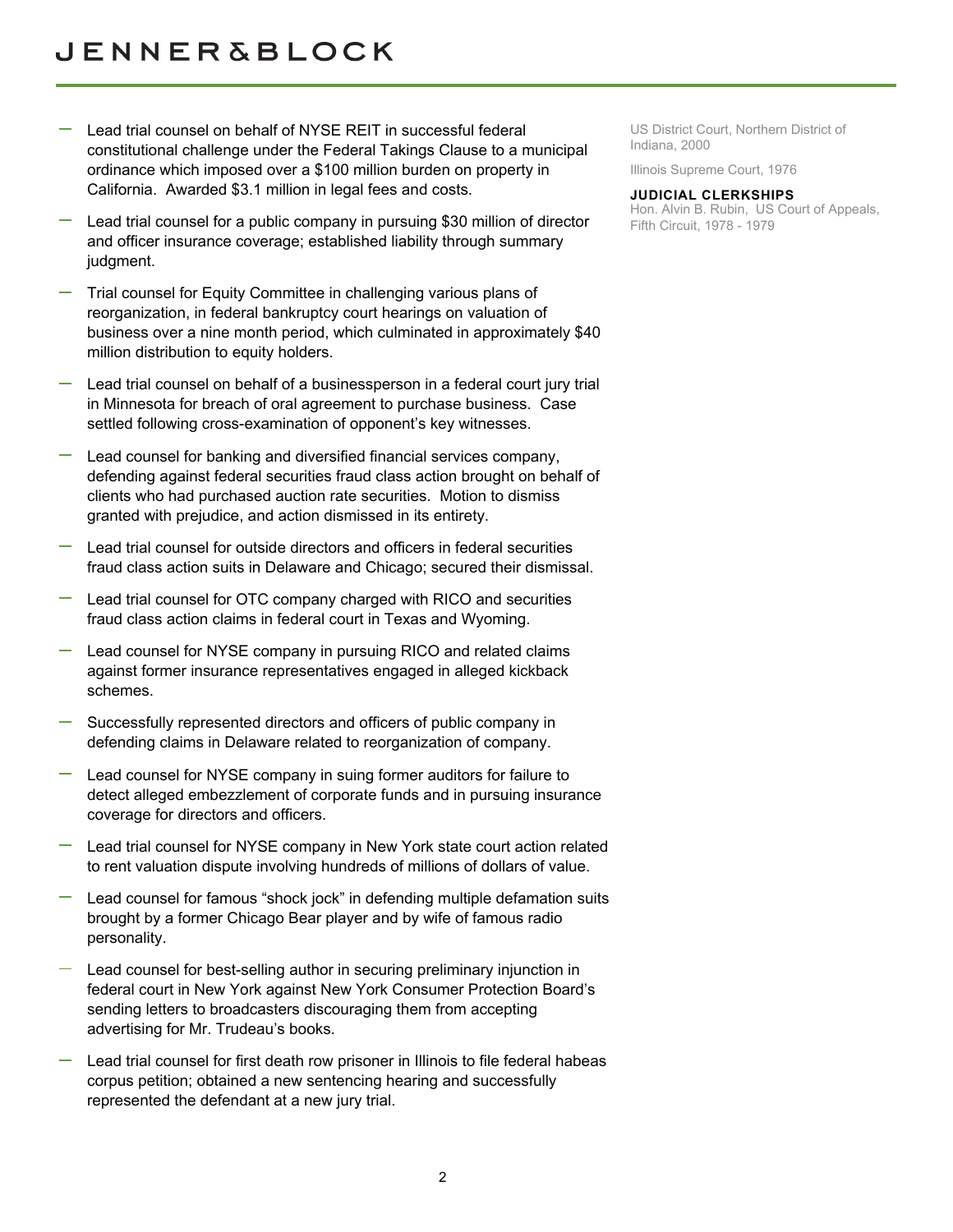- Lead trial counsel on behalf of NYSE REIT in successful federal constitutional challenge under the Federal Takings Clause to a municipal ordinance which imposed over a $100 million burden on property in California. Awarded $3.1 million in legal fees and costs.
- Lead trial counsel for a public company in pursuing $30 million of director and officer insurance coverage; established liability through summary judgment.
- Trial counsel for Equity Committee in challenging various plans of reorganization, in federal bankruptcy court hearings on valuation of business over a nine month period, which culminated in approximately $40 million distribution to equity holders.
- Lead trial counsel on behalf of a businessperson in a federal court jury trial in Minnesota for breach of oral agreement to purchase business. Case settled following cross-examination of opponent's key witnesses.
- Lead counsel for banking and diversified financial services company, defending against federal securities fraud class action brought on behalf of clients who had purchased auction rate securities. Motion to dismiss granted with prejudice, and action dismissed in its entirety.
- Lead trial counsel for outside directors and officers in federal securities fraud class action suits in Delaware and Chicago; secured their dismissal.
- Lead trial counsel for OTC company charged with RICO and securities fraud class action claims in federal court in Texas and Wyoming.
- Lead counsel for NYSE company in pursuing RICO and related claims against former insurance representatives engaged in alleged kickback schemes.
- Successfully represented directors and officers of public company in defending claims in Delaware related to reorganization of company.
- Lead counsel for NYSE company in suing former auditors for failure to detect alleged embezzlement of corporate funds and in pursuing insurance coverage for directors and officers.
- Lead trial counsel for NYSE company in New York state court action related to rent valuation dispute involving hundreds of millions of dollars of value.
- Lead counsel for famous "shock jock" in defending multiple defamation suits brought by a former Chicago Bear player and by wife of famous radio personality.
- Lead counsel for best-selling author in securing preliminary injunction in federal court in New York against New York Consumer Protection Board's sending letters to broadcasters discouraging them from accepting advertising for Mr. Trudeau's books.
- Lead trial counsel for first death row prisoner in Illinois to file federal habeas corpus petition; obtained a new sentencing hearing and successfully represented the defendant at a new jury trial.

US District Court, Northern District of Indiana, 2000

Illinois Supreme Court, 1976

**JUDICIAL CLERKSHIPS**

Hon. Alvin B. Rubin, US Court of Appeals, Fifth Circuit, 1978 - 1979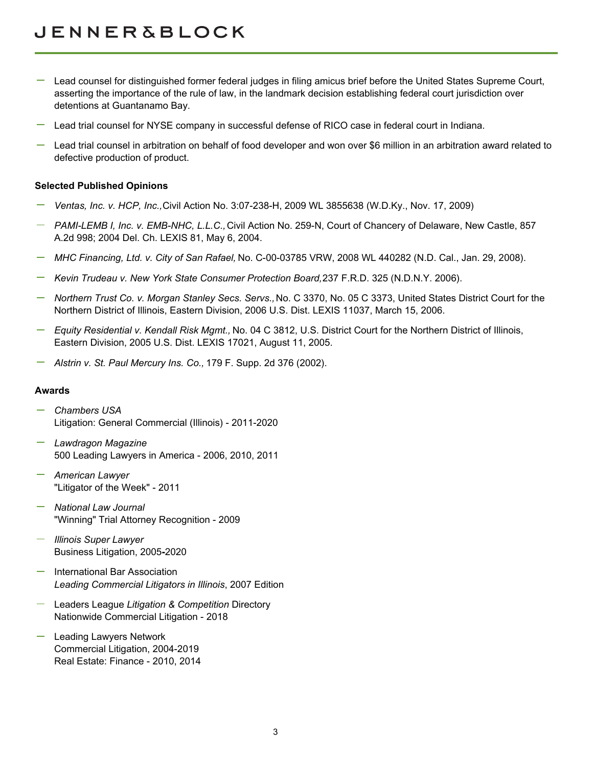- Lead counsel for distinguished former federal judges in filing amicus brief before the United States Supreme Court, asserting the importance of the rule of law, in the landmark decision establishing federal court jurisdiction over detentions at Guantanamo Bay.
- Lead trial counsel for NYSE company in successful defense of RICO case in federal court in Indiana.
- Lead trial counsel in arbitration on behalf of food developer and won over $6 million in an arbitration award related to defective production of product.

**Selected Published Opinions**

- *Ventas, Inc. v. HCP, Inc.,* Civil Action No. 3:07-238-H, 2009 WL 3855638 (W.D.Ky., Nov. 17, 2009)
- *PAMI-LEMB I, Inc. v. EMB-NHC, L.L.C.,* Civil Action No. 259-N, Court of Chancery of Delaware, New Castle, 857 A.2d 998; 2004 Del. Ch. LEXIS 81, May 6, 2004.
- *MHC Financing, Ltd. v. City of San Rafael,* No. C-00-03785 VRW, 2008 WL 440282 (N.D. Cal., Jan. 29, 2008).
- *Kevin Trudeau v. New York State Consumer Protection Board,* 237 F.R.D. 325 (N.D.N.Y. 2006).
- *Northern Trust Co. v. Morgan Stanley Secs. Servs.,* No. C 3370, No. 05 C 3373, United States District Court for the Northern District of Illinois, Eastern Division, 2006 U.S. Dist. LEXIS 11037, March 15, 2006.
- *Equity Residential v. Kendall Risk Mgmt.,* No. 04 C 3812, U.S. District Court for the Northern District of Illinois, Eastern Division, 2005 U.S. Dist. LEXIS 17021, August 11, 2005.
- *Alstrin v. St. Paul Mercury Ins. Co.,* 179 F. Supp. 2d 376 (2002).

**Awards**

- *Chambers USA*
  Litigation: General Commercial (Illinois) - 2011-2020
- *Lawdragon Magazine*
  500 Leading Lawyers in America - 2006, 2010, 2011
- *American Lawyer*
  "Litigator of the Week" - 2011
- *National Law Journal*
  "Winning" Trial Attorney Recognition - 2009
- *Illinois Super Lawyer*
  Business Litigation, 2005-2020
- International Bar Association
  *Leading Commercial Litigators in Illinois*, 2007 Edition
- Leaders League *Litigation & Competition* Directory
  Nationwide Commercial Litigation - 2018
- Leading Lawyers Network
  Commercial Litigation, 2004-2019
  Real Estate: Finance - 2010, 2014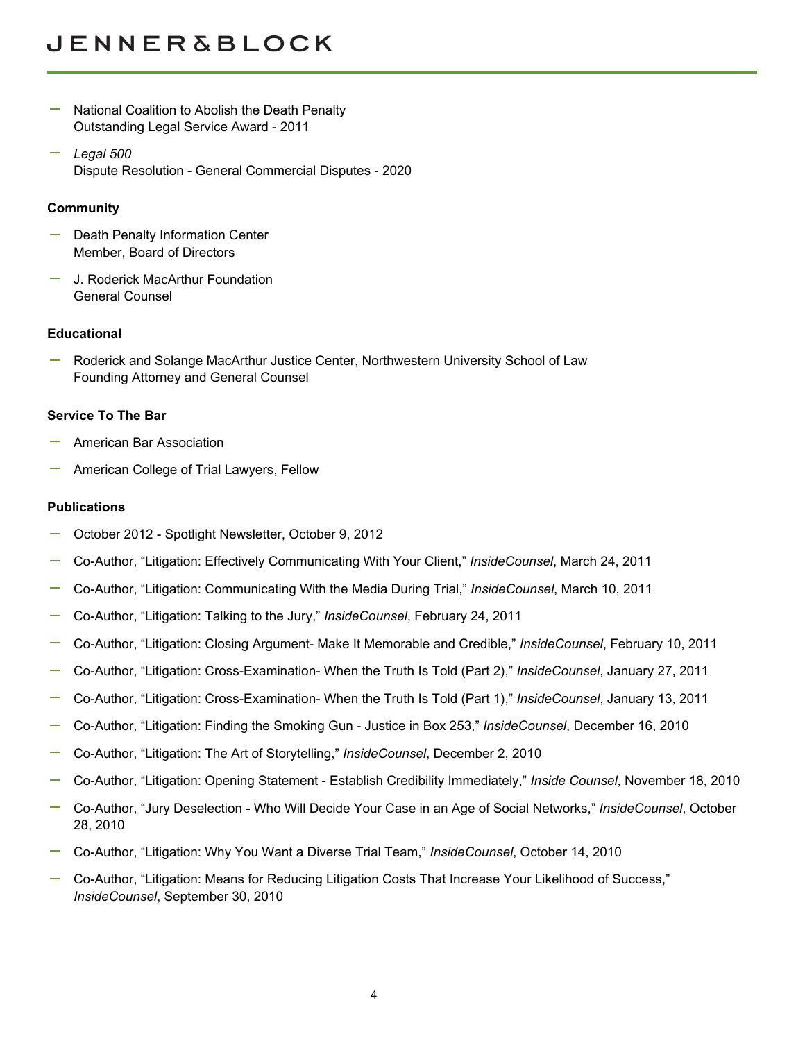- National Coalition to Abolish the Death Penalty
  Outstanding Legal Service Award - 2011
- *Legal 500*
  Dispute Resolution - General Commercial Disputes - 2020

**Community**

- Death Penalty Information Center
  Member, Board of Directors
- J. Roderick MacArthur Foundation
  General Counsel

**Educational**

- Roderick and Solange MacArthur Justice Center, Northwestern University School of Law
  Founding Attorney and General Counsel

**Service To The Bar**

- American Bar Association
- American College of Trial Lawyers, Fellow

**Publications**

- October 2012 - Spotlight Newsletter, October 9, 2012
- Co-Author, "Litigation: Effectively Communicating With Your Client," *InsideCounsel*, March 24, 2011
- Co-Author, "Litigation: Communicating With the Media During Trial," *InsideCounsel*, March 10, 2011
- Co-Author, "Litigation: Talking to the Jury," *InsideCounsel*, February 24, 2011
- Co-Author, "Litigation: Closing Argument- Make It Memorable and Credible," *InsideCounsel*, February 10, 2011
- Co-Author, "Litigation: Cross-Examination- When the Truth Is Told (Part 2)," *InsideCounsel*, January 27, 2011
- Co-Author, "Litigation: Cross-Examination- When the Truth Is Told (Part 1)," *InsideCounsel*, January 13, 2011
- Co-Author, "Litigation: Finding the Smoking Gun - Justice in Box 253," *InsideCounsel*, December 16, 2010
- Co-Author, "Litigation: The Art of Storytelling," *InsideCounsel*, December 2, 2010
- Co-Author, "Litigation: Opening Statement - Establish Credibility Immediately," *Inside Counsel*, November 18, 2010
- Co-Author, "Jury Deselection - Who Will Decide Your Case in an Age of Social Networks," *InsideCounsel*, October 28, 2010
- Co-Author, "Litigation: Why You Want a Diverse Trial Team," *InsideCounsel*, October 14, 2010
- Co-Author, "Litigation: Means for Reducing Litigation Costs That Increase Your Likelihood of Success," *InsideCounsel*, September 30, 2010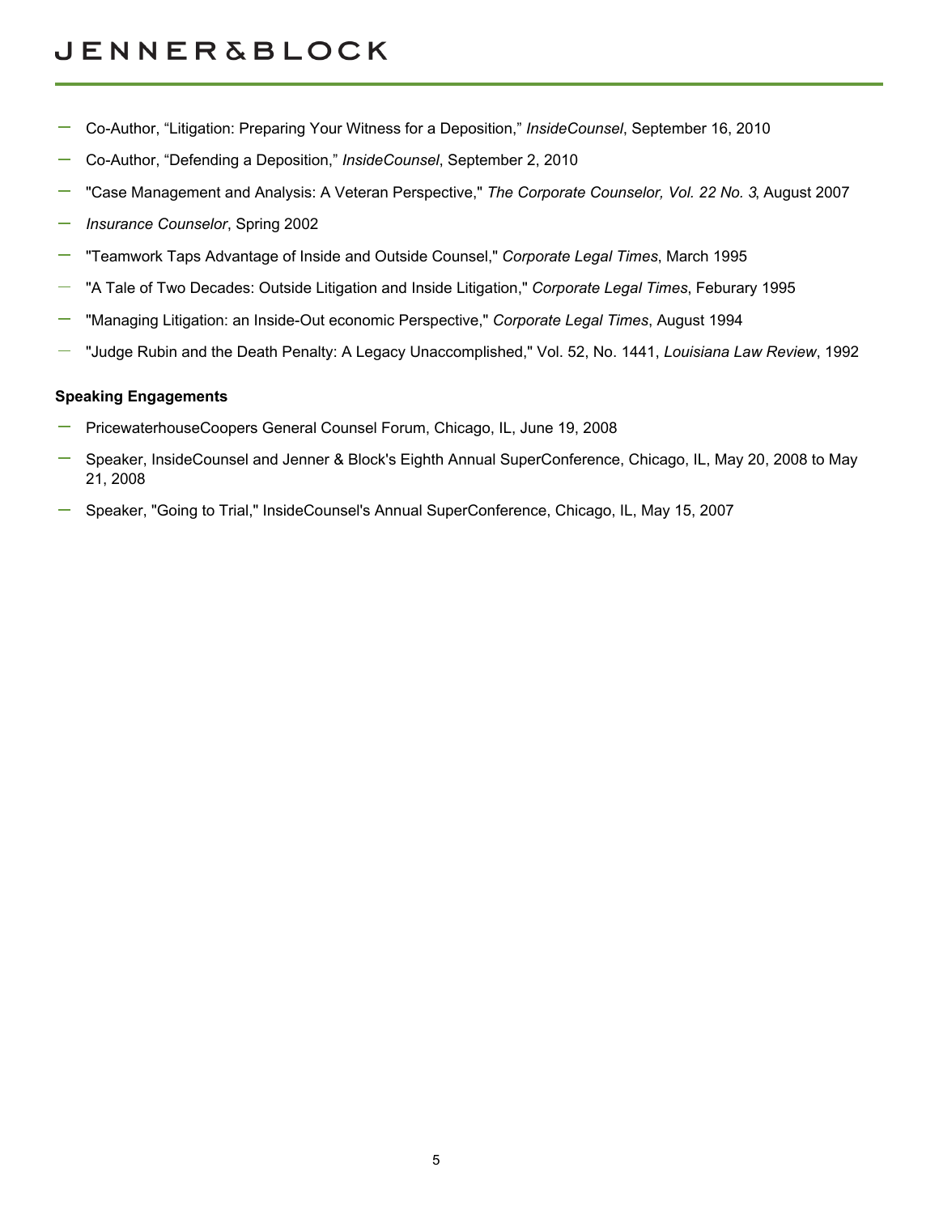- Co-Author, "Litigation: Preparing Your Witness for a Deposition," *InsideCounsel*, September 16, 2010
- Co-Author, "Defending a Deposition," *InsideCounsel*, September 2, 2010
- "Case Management and Analysis: A Veteran Perspective," *The Corporate Counselor, Vol. 22 No. 3*, August 2007
- *Insurance Counselor*, Spring 2002
- "Teamwork Taps Advantage of Inside and Outside Counsel," *Corporate Legal Times*, March 1995
- "A Tale of Two Decades: Outside Litigation and Inside Litigation," *Corporate Legal Times*, Feburary 1995
- "Managing Litigation: an Inside-Out economic Perspective," *Corporate Legal Times*, August 1994
- "Judge Rubin and the Death Penalty: A Legacy Unaccomplished," Vol. 52, No. 1441, *Louisiana Law Review*, 1992

**Speaking Engagements**

- PricewaterhouseCoopers General Counsel Forum, Chicago, IL, June 19, 2008
- Speaker, InsideCounsel and Jenner & Block's Eighth Annual SuperConference, Chicago, IL, May 20, 2008 to May 21, 2008
- Speaker, "Going to Trial," InsideCounsel's Annual SuperConference, Chicago, IL, May 15, 2007